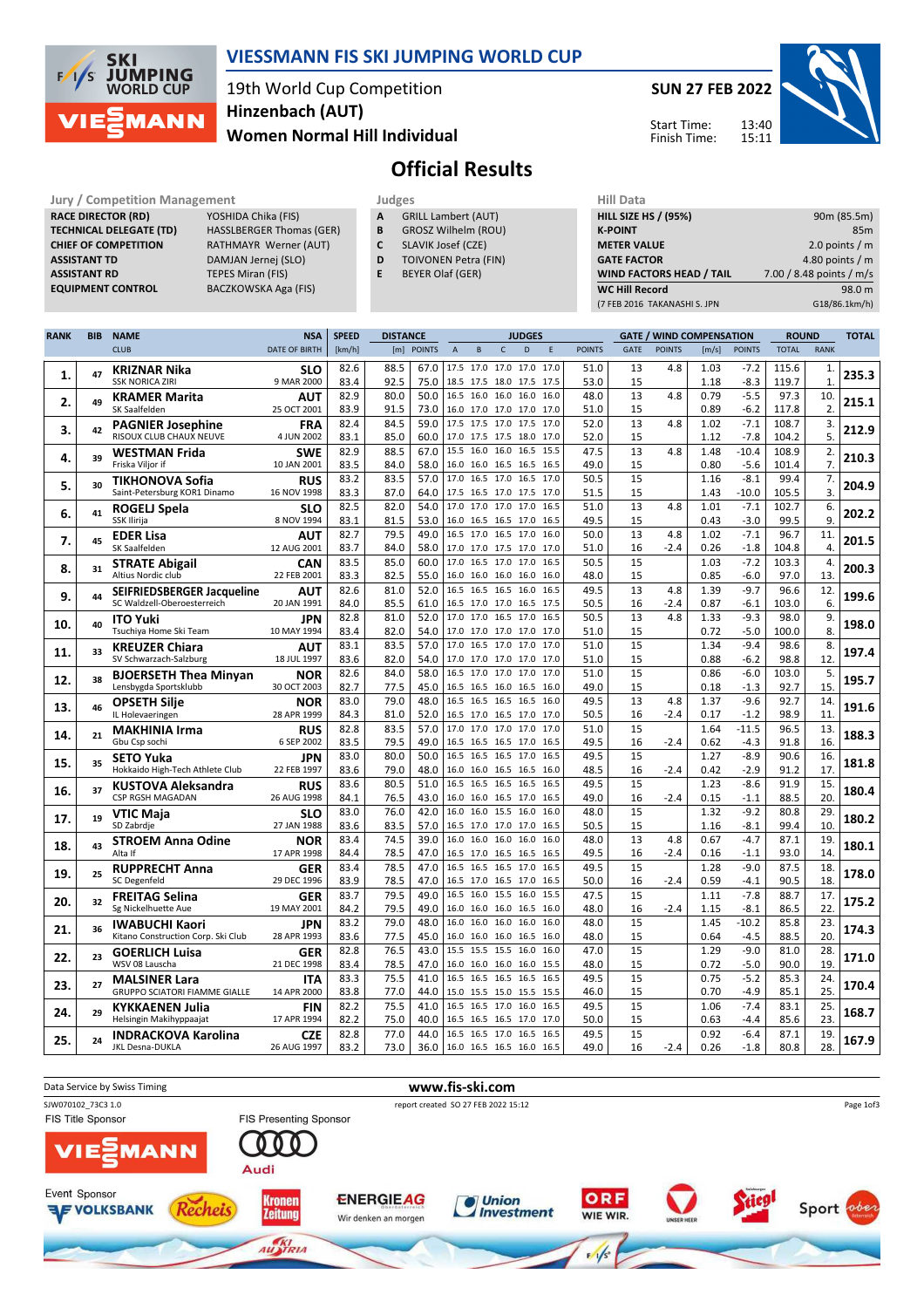# VIESSMANN FIS SKI JUMPING WORLD CUP

19th World Cup Competition
**Hinzenbach (AUT)**
**Women Normal Hill Individual**

**SUN 27 FEB 2022**

Start Time: 13:40
Finish Time: 15:11

## Official Results

| Jury / Competition Management | |
|---|---|
| RACE DIRECTOR (RD) | YOSHIDA Chika (FIS) |
| TECHNICAL DELEGATE (TD) | HASSLBERGER Thomas (GER) |
| CHIEF OF COMPETITION | RATHMAYR Werner (AUT) |
| ASSISTANT TD | DAMJAN Jernej (SLO) |
| ASSISTANT RD | TEPES Miran (FIS) |
| EQUIPMENT CONTROL | BACZKOWSKA Aga (FIS) |

| Judges | |
|---|---|
| A | GRILL Lambert (AUT) |
| B | GROSZ Wilhelm (ROU) |
| C | SLAVIK Josef (CZE) |
| D | TOIVONEN Petra (FIN) |
| E | BEYER Olaf (GER) |

| Hill Data | |
|---|---|
| HILL SIZE HS / (95%) | 90m (85.5m) |
| K-POINT | 85m |
| METER VALUE | 2.0 points / m |
| GATE FACTOR | 4.80 points / m |
| WIND FACTORS HEAD / TAIL | 7.00 / 8.48 points / m/s |
| WC Hill Record | 98.0 m |
| (7 FEB 2016 TAKANASHI S. JPN | G18/86.1km/h) |

| RANK | BIB | NAME / CLUB | NSA / DATE OF BIRTH | SPEED [km/h] | DISTANCE [m] | DISTANCE POINTS | A | B | C | D | E | JUDGES POINTS | GATE | GATE POINTS | WIND [m/s] | WIND POINTS | ROUND TOTAL | ROUND RANK | TOTAL |
|---|---|---|---|---|---|---|---|---|---|---|---|---|---|---|---|---|---|---|---|
| 1. | 47 | KRIZNAR Nika | SLO | 82.6 | 88.5 | 67.0 | 17.5 | 17.0 | 17.0 | 17.0 | 17.0 | 51.0 | 13 | 4.8 | 1.03 | -7.2 | 115.6 | 1. | 235.3 |
| | | SSK NORICA ZIRI | 9 MAR 2000 | 83.4 | 92.5 | 75.0 | 18.5 | 17.5 | 18.0 | 17.5 | 17.5 | 53.0 | 15 | | 1.18 | -8.3 | 119.7 | 1. | |
| 2. | 49 | KRAMER Marita | AUT | 82.9 | 80.0 | 50.0 | 16.5 | 16.0 | 16.0 | 16.0 | 16.0 | 48.0 | 13 | 4.8 | 0.79 | -5.5 | 97.3 | 10. | 215.1 |
| | | SK Saalfelden | 25 OCT 2001 | 83.9 | 91.5 | 73.0 | 16.0 | 17.0 | 17.0 | 17.0 | 17.0 | 51.0 | 15 | | 0.89 | -6.2 | 117.8 | 2. | |
| 3. | 42 | PAGNIER Josephine | FRA | 82.4 | 84.5 | 59.0 | 17.5 | 17.5 | 17.0 | 17.5 | 17.0 | 52.0 | 13 | 4.8 | 1.02 | -7.1 | 108.7 | 3. | 212.9 |
| | | RISOUX CLUB CHAUX NEUVE | 4 JUN 2002 | 83.1 | 85.0 | 60.0 | 17.0 | 17.5 | 17.5 | 18.0 | 17.0 | 52.0 | 15 | | 1.12 | -7.8 | 104.2 | 5. | |
| 4. | 39 | WESTMAN Frida | SWE | 82.9 | 88.5 | 67.0 | 15.5 | 16.0 | 16.0 | 16.5 | 15.5 | 47.5 | 13 | 4.8 | 1.48 | -10.4 | 108.9 | 2. | 210.3 |
| | | Friska Viljor if | 10 JAN 2001 | 83.5 | 84.0 | 58.0 | 16.0 | 16.0 | 16.5 | 16.5 | 16.5 | 49.0 | 15 | | 0.80 | -5.6 | 101.4 | 7. | |
| 5. | 30 | TIKHONOVA Sofia | RUS | 83.2 | 83.5 | 57.0 | 17.0 | 16.5 | 17.0 | 16.5 | 17.0 | 50.5 | 15 | | 1.16 | -8.1 | 99.4 | 7. | 204.9 |
| | | Saint-Petersburg KOR1 Dinamo | 16 NOV 1998 | 83.3 | 87.0 | 64.0 | 17.5 | 16.5 | 17.0 | 17.5 | 17.0 | 51.5 | 15 | | 1.43 | -10.0 | 105.5 | 3. | |
| 6. | 41 | ROGELJ Spela | SLO | 82.5 | 82.0 | 54.0 | 17.0 | 17.0 | 17.0 | 17.0 | 16.5 | 51.0 | 13 | 4.8 | 1.01 | -7.1 | 102.7 | 6. | 202.2 |
| | | SSK Ilirija | 8 NOV 1994 | 83.1 | 81.5 | 53.0 | 16.0 | 16.5 | 16.5 | 17.0 | 16.5 | 49.5 | 15 | | 0.43 | -3.0 | 99.5 | 9. | |
| 7. | 45 | EDER Lisa | AUT | 82.7 | 79.5 | 49.0 | 16.5 | 17.0 | 16.5 | 17.0 | 16.0 | 50.0 | 13 | 4.8 | 1.02 | -7.1 | 96.7 | 11. | 201.5 |
| | | SK Saalfelden | 12 AUG 2001 | 83.7 | 84.0 | 58.0 | 17.0 | 17.0 | 17.5 | 17.0 | 17.0 | 51.0 | 16 | -2.4 | 0.26 | -1.8 | 104.8 | 4. | |
| 8. | 31 | STRATE Abigail | CAN | 83.5 | 85.0 | 60.0 | 17.0 | 16.5 | 17.0 | 17.0 | 16.5 | 50.5 | 15 | | 1.03 | -7.2 | 103.3 | 4. | 200.3 |
| | | Altius Nordic club | 22 FEB 2001 | 83.3 | 82.5 | 55.0 | 16.0 | 16.0 | 16.0 | 16.0 | 16.0 | 48.0 | 15 | | 0.85 | -6.0 | 97.0 | 13. | |
| 9. | 44 | SEIFRIEDSBERGER Jacqueline | AUT | 82.6 | 81.0 | 52.0 | 16.5 | 16.5 | 16.5 | 16.0 | 16.5 | 49.5 | 13 | 4.8 | 1.39 | -9.7 | 96.6 | 12. | 199.6 |
| | | SC Waldzell-Oberoesterreich | 20 JAN 1991 | 84.0 | 85.5 | 61.0 | 16.5 | 17.0 | 17.0 | 16.5 | 17.5 | 50.5 | 16 | -2.4 | 0.87 | -6.1 | 103.0 | 6. | |
| 10. | 40 | ITO Yuki | JPN | 82.8 | 81.0 | 52.0 | 17.0 | 17.0 | 16.5 | 17.0 | 16.5 | 50.5 | 13 | 4.8 | 1.33 | -9.3 | 98.0 | 9. | 198.0 |
| | | Tsuchiya Home Ski Team | 10 MAY 1994 | 83.4 | 82.0 | 54.0 | 17.0 | 17.0 | 17.0 | 17.0 | 17.0 | 51.0 | 15 | | 0.72 | -5.0 | 100.0 | 8. | |
| 11. | 33 | KREUZER Chiara | AUT | 83.1 | 83.5 | 57.0 | 17.0 | 16.5 | 17.0 | 17.0 | 17.0 | 51.0 | 15 | | 1.34 | -9.4 | 98.6 | 8. | 197.4 |
| | | SV Schwarzach-Salzburg | 18 JUL 1997 | 83.6 | 82.0 | 54.0 | 17.0 | 17.0 | 17.0 | 17.0 | 17.0 | 51.0 | 15 | | 0.88 | -6.2 | 98.8 | 12. | |
| 12. | 38 | BJOERSETH Thea Minyan | NOR | 82.6 | 84.0 | 58.0 | 16.5 | 17.0 | 17.0 | 17.0 | 17.0 | 51.0 | 15 | | 0.86 | -6.0 | 103.0 | 5. | 195.7 |
| | | Lensbygda Sportsklubb | 30 OCT 2003 | 82.7 | 77.5 | 45.0 | 16.5 | 16.5 | 16.0 | 16.5 | 16.0 | 49.0 | 15 | | 0.18 | -1.3 | 92.7 | 15. | |
| 13. | 46 | OPSETH Silje | NOR | 83.0 | 79.0 | 48.0 | 16.5 | 16.5 | 16.5 | 16.5 | 16.0 | 49.5 | 13 | 4.8 | 1.37 | -9.6 | 92.7 | 14. | 191.6 |
| | | IL Holevaeringen | 28 APR 1999 | 84.3 | 81.0 | 52.0 | 16.5 | 17.0 | 16.5 | 17.0 | 17.0 | 50.5 | 16 | -2.4 | 0.17 | -1.2 | 98.9 | 11. | |
| 14. | 21 | MAKHINIA Irma | RUS | 82.8 | 83.5 | 57.0 | 17.0 | 17.0 | 17.0 | 17.0 | 17.0 | 51.0 | 15 | | 1.64 | -11.5 | 96.5 | 13. | 188.3 |
| | | Gbu Csp sochi | 6 SEP 2002 | 83.5 | 79.5 | 49.0 | 16.5 | 16.5 | 16.5 | 16.5 | 16.5 | 49.5 | 16 | -2.4 | 0.62 | -4.3 | 91.8 | 16. | |
| 15. | 35 | SETO Yuka | JPN | 83.0 | 80.0 | 50.0 | 16.5 | 16.5 | 16.5 | 17.0 | 16.5 | 49.5 | 15 | | 1.27 | -8.9 | 90.6 | 16. | 181.8 |
| | | Hokkaido High-Tech Athlete Club | 22 FEB 1997 | 83.6 | 79.0 | 48.0 | 16.0 | 16.0 | 16.5 | 16.5 | 16.0 | 48.5 | 16 | -2.4 | 0.42 | -2.9 | 91.2 | 17. | |
| 16. | 37 | KUSTOVA Aleksandra | RUS | 83.6 | 80.5 | 51.0 | 16.5 | 16.5 | 16.5 | 16.5 | 16.5 | 49.5 | 15 | | 1.23 | -8.6 | 91.9 | 15. | 180.4 |
| | | CSP RGSH MAGADAN | 26 AUG 1998 | 84.1 | 76.5 | 43.0 | 16.0 | 16.0 | 16.5 | 17.0 | 16.5 | 49.0 | 16 | -2.4 | 0.15 | -1.1 | 88.5 | 20. | |
| 17. | 19 | VTIC Maja | SLO | 83.0 | 76.0 | 42.0 | 16.0 | 16.0 | 15.5 | 16.0 | 16.0 | 48.0 | 15 | | 1.32 | -9.2 | 80.8 | 29. | 180.2 |
| | | SD Zabrdje | 27 JAN 1988 | 83.6 | 83.5 | 57.0 | 16.5 | 17.0 | 17.0 | 17.0 | 16.5 | 50.5 | 15 | | 1.16 | -8.1 | 99.4 | 10. | |
| 18. | 43 | STROEM Anna Odine | NOR | 83.4 | 74.5 | 39.0 | 16.0 | 16.0 | 16.0 | 16.0 | 16.0 | 48.0 | 13 | 4.8 | 0.67 | -4.7 | 87.1 | 19. | 180.1 |
| | | Alta If | 17 APR 1998 | 84.4 | 78.5 | 47.0 | 16.5 | 17.0 | 16.5 | 16.5 | 16.5 | 49.5 | 16 | -2.4 | 0.16 | -1.1 | 93.0 | 14. | |
| 19. | 25 | RUPPRECHT Anna | GER | 83.4 | 78.5 | 47.0 | 16.5 | 16.5 | 16.5 | 17.0 | 16.5 | 49.5 | 15 | | 1.28 | -9.0 | 87.5 | 18. | 178.0 |
| | | SC Degenfeld | 29 DEC 1996 | 83.9 | 78.5 | 47.0 | 16.5 | 17.0 | 16.5 | 17.0 | 16.5 | 50.0 | 16 | -2.4 | 0.59 | -4.1 | 90.5 | 18. | |
| 20. | 32 | FREITAG Selina | GER | 83.7 | 79.5 | 49.0 | 16.5 | 16.0 | 15.5 | 16.0 | 15.5 | 47.5 | 15 | | 1.11 | -7.8 | 88.7 | 17. | 175.2 |
| | | Sg Nickelhuette Aue | 19 MAY 2001 | 84.2 | 79.5 | 49.0 | 16.0 | 16.0 | 16.0 | 16.0 | 16.0 | 48.0 | 16 | -2.4 | 1.15 | -8.1 | 86.5 | 22. | |
| 21. | 36 | IWABUCHI Kaori | JPN | 83.2 | 79.0 | 48.0 | 16.0 | 16.0 | 16.0 | 16.0 | 16.0 | 48.0 | 15 | | 1.45 | -10.2 | 85.8 | 23. | 174.3 |
| | | Kitano Construction Corp. Ski Club | 28 APR 1993 | 83.6 | 77.5 | 45.0 | 16.0 | 16.0 | 16.0 | 16.5 | 16.0 | 48.0 | 15 | | 0.64 | -4.5 | 88.5 | 20. | |
| 22. | 23 | GOERLICH Luisa | GER | 82.8 | 76.5 | 43.0 | 15.5 | 15.5 | 15.5 | 16.0 | 16.0 | 47.0 | 15 | | 1.29 | -9.0 | 81.0 | 28. | 171.0 |
| | | WSV 08 Lauscha | 21 DEC 1998 | 83.4 | 78.5 | 47.0 | 16.0 | 16.0 | 16.0 | 16.0 | 15.5 | 48.0 | 15 | | 0.72 | -5.0 | 90.0 | 19. | |
| 23. | 27 | MALSINER Lara | ITA | 83.3 | 75.5 | 41.0 | 16.5 | 16.5 | 16.5 | 16.5 | 16.5 | 49.5 | 15 | | 0.75 | -5.2 | 85.3 | 24. | 170.4 |
| | | GRUPPO SCIATORI FIAMME GIALLE | 14 APR 2000 | 83.8 | 77.0 | 44.0 | 15.0 | 15.5 | 15.0 | 15.5 | 15.5 | 46.0 | 15 | | 0.70 | -4.9 | 85.1 | 25. | |
| 24. | 29 | KYKKAENEN Julia | FIN | 82.2 | 75.5 | 41.0 | 16.5 | 16.5 | 17.0 | 16.0 | 16.5 | 49.5 | 15 | | 1.06 | -7.4 | 83.1 | 25. | 168.7 |
| | | Helsingin Makihyppaajat | 17 APR 1994 | 82.2 | 75.0 | 40.0 | 16.5 | 16.5 | 16.5 | 17.0 | 17.0 | 50.0 | 15 | | 0.63 | -4.4 | 85.6 | 23. | |
| 25. | 24 | INDRACKOVA Karolina | CZE | 82.8 | 77.0 | 44.0 | 16.5 | 16.5 | 17.0 | 16.5 | 16.5 | 49.5 | 15 | | 0.92 | -6.4 | 87.1 | 19. | 167.9 |
| | | JKL Desna-DUKLA | 26 AUG 1997 | 83.2 | 73.0 | 36.0 | 16.0 | 16.5 | 16.5 | 16.0 | 16.5 | 49.0 | 16 | -2.4 | 0.26 | -1.8 | 80.8 | 28. | |

Data Service by Swiss Timing

www.fis-ski.com

SJW070102_73C3 1.0 report created SO 27 FEB 2022 15:12

FIS Title Sponsor: VIESSMANN
FIS Presenting Sponsor: Audi
Event Sponsor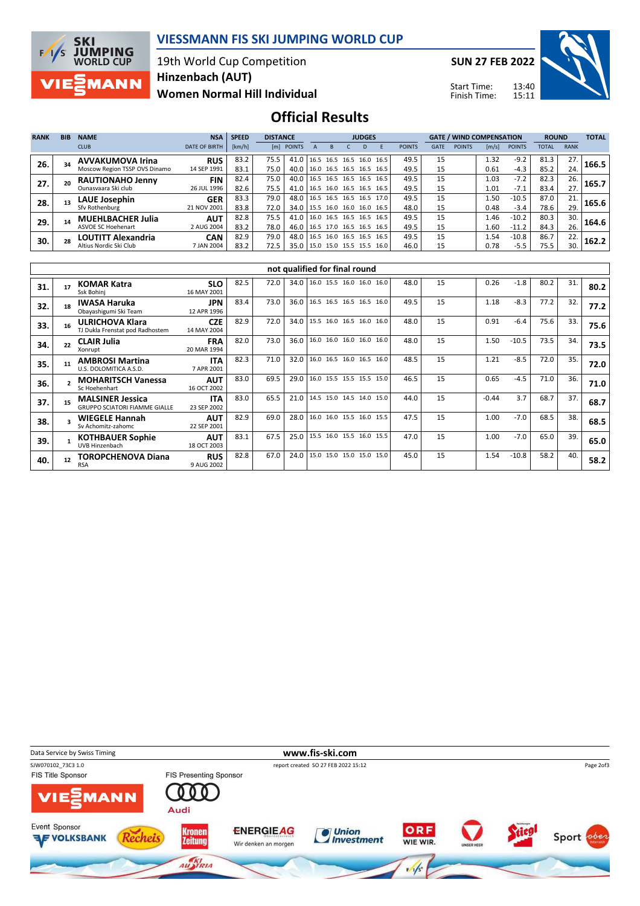# VIESSMANN FIS SKI JUMPING WORLD CUP

19th World Cup Competition
Hinzenbach (AUT)
Women Normal Hill Individual

SUN 27 FEB 2022

Start Time: 13:40
Finish Time: 15:11

## Official Results

| RANK | BIB | NAME / CLUB | NSA / DATE OF BIRTH | SPEED [km/h] | DISTANCE [m] | DISTANCE POINTS | A | B | C | D | E | JUDGES POINTS | GATE | GATE POINTS | WIND [m/s] | WIND POINTS | ROUND TOTAL | ROUND RANK | TOTAL |
|---|---|---|---|---|---|---|---|---|---|---|---|---|---|---|---|---|---|---|---|
| 26. | 34 | AVVAKUMOVA Irina / Moscow Region TSSP OVS Dinamo | RUS / 14 SEP 1991 | 83.2 | 75.5 | 41.0 | 16.5 | 16.5 | 16.5 | 16.0 | 16.5 | 49.5 | 15 | | 1.32 | -9.2 | 81.3 | 27. | 166.5 |
| | | | | 83.1 | 75.0 | 40.0 | 16.0 | 16.5 | 16.5 | 16.5 | 16.5 | 49.5 | 15 | | 0.61 | -4.3 | 85.2 | 24. | |
| 27. | 20 | RAUTIONAHO Jenny / Ounasvaara Ski club | FIN / 26 JUL 1996 | 82.4 | 75.0 | 40.0 | 16.5 | 16.5 | 16.5 | 16.5 | 16.5 | 49.5 | 15 | | 1.03 | -7.2 | 82.3 | 26. | 165.7 |
| | | | | 82.6 | 75.5 | 41.0 | 16.5 | 16.0 | 16.5 | 16.5 | 16.5 | 49.5 | 15 | | 1.01 | -7.1 | 83.4 | 27. | |
| 28. | 13 | LAUE Josephin / Sfv Rothenburg | GER / 21 NOV 2001 | 83.3 | 79.0 | 48.0 | 16.5 | 16.5 | 16.5 | 16.5 | 17.0 | 49.5 | 15 | | 1.50 | -10.5 | 87.0 | 21. | 165.6 |
| | | | | 83.8 | 72.0 | 34.0 | 15.5 | 16.0 | 16.0 | 16.0 | 16.5 | 48.0 | 15 | | 0.48 | -3.4 | 78.6 | 29. | |
| 29. | 14 | MUEHLBACHER Julia / ASVOE SC Hoehenart | AUT / 2 AUG 2004 | 82.8 | 75.5 | 41.0 | 16.0 | 16.5 | 16.5 | 16.5 | 16.5 | 49.5 | 15 | | 1.46 | -10.2 | 80.3 | 30. | 164.6 |
| | | | | 83.2 | 78.0 | 46.0 | 16.5 | 17.0 | 16.5 | 16.5 | 16.5 | 49.5 | 15 | | 1.60 | -11.2 | 84.3 | 26. | |
| 30. | 28 | LOUTITT Alexandria / Altius Nordic Ski Club | CAN / 7 JAN 2004 | 82.9 | 79.0 | 48.0 | 16.5 | 16.0 | 16.5 | 16.5 | 16.5 | 49.5 | 15 | | 1.54 | -10.8 | 86.7 | 22. | 162.2 |
| | | | | 83.2 | 72.5 | 35.0 | 15.0 | 15.0 | 15.5 | 15.5 | 16.0 | 46.0 | 15 | | 0.78 | -5.5 | 75.5 | 30. | |

### not qualified for final round

| RANK | BIB | NAME / CLUB | NSA / DATE OF BIRTH | SPEED [km/h] | DISTANCE [m] | DISTANCE POINTS | A | B | C | D | E | JUDGES POINTS | GATE | GATE POINTS | WIND [m/s] | WIND POINTS | ROUND TOTAL | ROUND RANK | TOTAL |
|---|---|---|---|---|---|---|---|---|---|---|---|---|---|---|---|---|---|---|---|
| 31. | 17 | KOMAR Katra / Ssk Bohinj | SLO / 16 MAY 2001 | 82.5 | 72.0 | 34.0 | 16.0 | 15.5 | 16.0 | 16.0 | 16.0 | 48.0 | 15 | | 0.26 | -1.8 | 80.2 | 31. | 80.2 |
| 32. | 18 | IWASA Haruka / Obayashigumi Ski Team | JPN / 12 APR 1996 | 83.4 | 73.0 | 36.0 | 16.5 | 16.5 | 16.5 | 16.5 | 16.0 | 49.5 | 15 | | 1.18 | -8.3 | 77.2 | 32. | 77.2 |
| 33. | 16 | ULRICHOVA Klara / TJ Dukla Frenstat pod Radhostem | CZE / 14 MAY 2004 | 82.9 | 72.0 | 34.0 | 15.5 | 16.0 | 16.5 | 16.0 | 16.0 | 48.0 | 15 | | 0.91 | -6.4 | 75.6 | 33. | 75.6 |
| 34. | 22 | CLAIR Julia / Xonrupt | FRA / 20 MAR 1994 | 82.0 | 73.0 | 36.0 | 16.0 | 16.0 | 16.0 | 16.0 | 16.0 | 48.0 | 15 | | 1.50 | -10.5 | 73.5 | 34. | 73.5 |
| 35. | 11 | AMBROSI Martina / U.S. DOLOMITICA A.S.D. | ITA / 7 APR 2001 | 82.3 | 71.0 | 32.0 | 16.0 | 16.5 | 16.0 | 16.5 | 16.0 | 48.5 | 15 | | 1.21 | -8.5 | 72.0 | 35. | 72.0 |
| 36. | 2 | MOHARITSCH Vanessa / Sc Hoehenhart | AUT / 16 OCT 2002 | 83.0 | 69.5 | 29.0 | 16.0 | 15.5 | 15.5 | 15.5 | 15.0 | 46.5 | 15 | | 0.65 | -4.5 | 71.0 | 36. | 71.0 |
| 37. | 15 | MALSINER Jessica / GRUPPO SCIATORI FIAMME GIALLE | ITA / 23 SEP 2002 | 83.0 | 65.5 | 21.0 | 14.5 | 15.0 | 14.5 | 14.0 | 15.0 | 44.0 | 15 | | -0.44 | 3.7 | 68.7 | 37. | 68.7 |
| 38. | 3 | WIEGELE Hannah / Sv Achomitz-zahomc | AUT / 22 SEP 2001 | 82.9 | 69.0 | 28.0 | 16.0 | 16.0 | 15.5 | 16.0 | 15.5 | 47.5 | 15 | | 1.00 | -7.0 | 68.5 | 38. | 68.5 |
| 39. | 1 | KOTHBAUER Sophie / UVB Hinzenbach | AUT / 18 OCT 2003 | 83.1 | 67.5 | 25.0 | 15.5 | 16.0 | 15.5 | 16.0 | 15.5 | 47.0 | 15 | | 1.00 | -7.0 | 65.0 | 39. | 65.0 |
| 40. | 12 | TOROPCHENOVA Diana / RSA | RUS / 9 AUG 2002 | 82.8 | 67.0 | 24.0 | 15.0 | 15.0 | 15.0 | 15.0 | 15.0 | 45.0 | 15 | | 1.54 | -10.8 | 58.2 | 40. | 58.2 |

Data Service by Swiss Timing — www.fis-ski.com

SJW070102_73C3 1.0 — report created SO 27 FEB 2022 15:12

FIS Title Sponsor: VIESSMANN — FIS Presenting Sponsor: Audi — Event Sponsor: VOLKSBANK, Recheis, Kronen Zeitung, ENERGIE AG, Union Investment, ORF, Stiegl, Sport Oberösterreich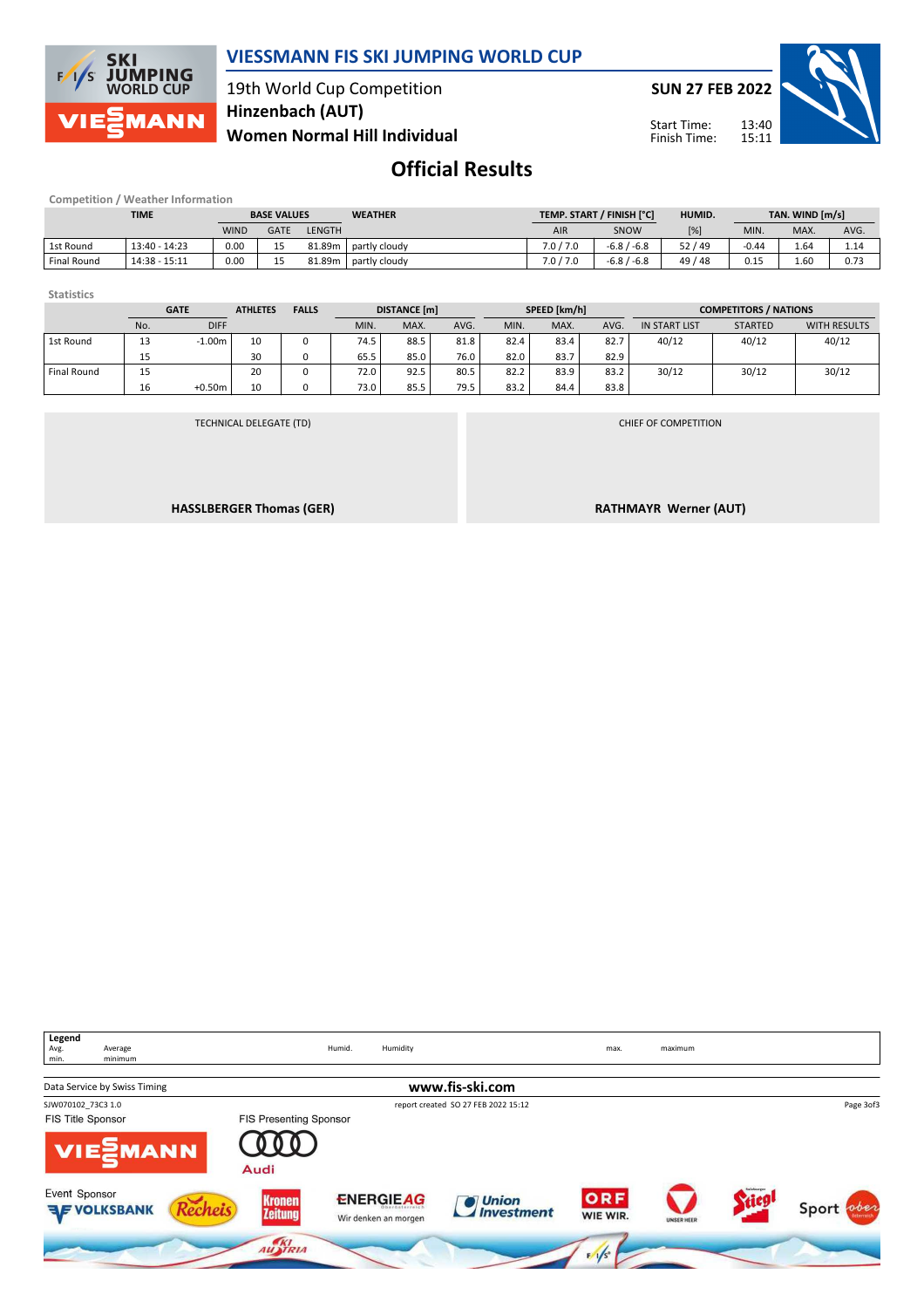# VIESSMANN FIS SKI JUMPING WORLD CUP

19th World Cup Competition
**Hinzenbach (AUT)**
**Women Normal Hill Individual**

**SUN 27 FEB 2022**

Start Time: 13:40
Finish Time: 15:11

## Official Results

Competition / Weather Information

| | TIME | BASE VALUES | | | WEATHER | TEMP. START / FINISH [°C] | | HUMID. | TAN. WIND [m/s] | | |
|---|---|---|---|---|---|---|---|---|---|---|---|
| | | WIND | GATE | LENGTH | | AIR | SNOW | [%] | MIN. | MAX. | AVG. |
| 1st Round | 13:40 - 14:23 | 0.00 | 15 | 81.89m | partly cloudy | 7.0 / 7.0 | -6.8 / -6.8 | 52 / 49 | -0.44 | 1.64 | 1.14 |
| Final Round | 14:38 - 15:11 | 0.00 | 15 | 81.89m | partly cloudy | 7.0 / 7.0 | -6.8 / -6.8 | 49 / 48 | 0.15 | 1.60 | 0.73 |

Statistics

| | GATE | | ATHLETES | FALLS | DISTANCE [m] | | | SPEED [km/h] | | | COMPETITORS / NATIONS | | |
|---|---|---|---|---|---|---|---|---|---|---|---|---|---|
| | No. | DIFF | | | MIN. | MAX. | AVG. | MIN. | MAX. | AVG. | IN START LIST | STARTED | WITH RESULTS |
| 1st Round | 13 | -1.00m | 10 | 0 | 74.5 | 88.5 | 81.8 | 82.4 | 83.4 | 82.7 | 40/12 | 40/12 | 40/12 |
| | 15 | | 30 | 0 | 65.5 | 85.0 | 76.0 | 82.0 | 83.7 | 82.9 | | | |
| Final Round | 15 | | 20 | 0 | 72.0 | 92.5 | 80.5 | 82.2 | 83.9 | 83.2 | 30/12 | 30/12 | 30/12 |
| | 16 | +0.50m | 10 | 0 | 73.0 | 85.5 | 79.5 | 83.2 | 84.4 | 83.8 | | | |

| TECHNICAL DELEGATE (TD) | CHIEF OF COMPETITION |
|---|---|
| **HASSLBERGER Thomas (GER)** | **RATHMAYR Werner (AUT)** |

Legend
Avg. Average
min. minimum
Humid. Humidity
max. maximum

Data Service by Swiss Timing
www.fis-ski.com
SJW070102_73C3 1.0
report created SO 27 FEB 2022 15:12

FIS Title Sponsor: VIESSMANN
FIS Presenting Sponsor: Audi
Event Sponsor: VOLKSBANK, Recheis, Kronen Zeitung, ENERGIE AG Wir denken an morgen, Union Investment, ORF WIE WIR., UNSER HEER, Stiegl, Sport ober österreich